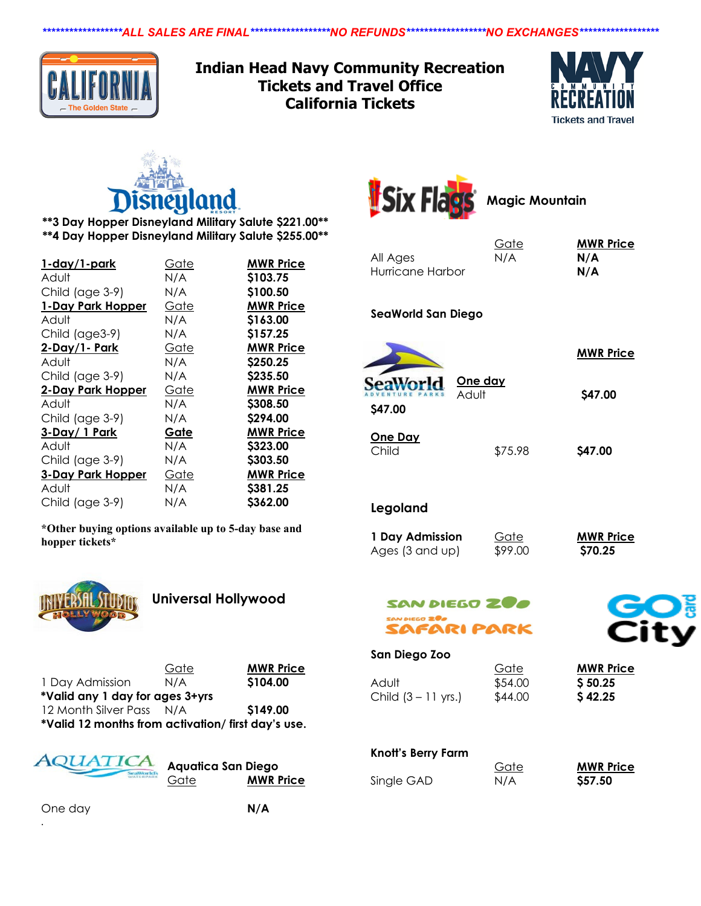*****************ALL SALES ARE FINAL*****************NO REFUNDS*****************NO EXCHANGES*****************

# Indian Head Navy Community Recreation Tickets and Travel Office California Tickets

## Disneyland

**3 Day Hopper Disneyland Military Salute $221.00**

**4 Day Hopper Disneyland Military Salute $255.00**

| 1-day/1-park | Gate | MWR Price |
|---|---|---|
| Adult | N/A | **$103.75** |
| Child (age 3-9) | N/A | **$100.50** |
| **1-Day Park Hopper** | Gate | **MWR Price** |
| Adult | N/A | **$163.00** |
| Child (age3-9) | N/A | **$157.25** |
| **2-Day/1- Park** | Gate | **MWR Price** |
| Adult | N/A | **$250.25** |
| Child (age 3-9) | N/A | **$235.50** |
| **2-Day Park Hopper** | Gate | **MWR Price** |
| Adult | N/A | **$308.50** |
| Child (age 3-9) | N/A | **$294.00** |
| **3-Day/ 1 Park** | **Gate** | **MWR Price** |
| Adult | N/A | **$323.00** |
| Child (age 3-9) | N/A | **$303.50** |
| **3-Day Park Hopper** | Gate | **MWR Price** |
| Adult | N/A | **$381.25** |
| Child (age 3-9) | N/A | **$362.00** |

***Other buying options available up to 5-day base and hopper tickets***

## Universal Hollywood

| | Gate | MWR Price |
|---|---|---|
| 1 Day Admission | N/A | **$104.00** |

***Valid any 1 day for ages 3+yrs**

| | | |
|---|---|---|
| 12 Month Silver Pass | N/A | **$149.00** |

***Valid 12 months from activation/ first day's use.**

## Aquatica San Diego

| | Gate | MWR Price |
|---|---|---|
| One day | | **N/A** |

## Six Flags Magic Mountain

| | Gate | MWR Price |
|---|---|---|
| All Ages | N/A | **N/A** |
| Hurricane Harbor | | **N/A** |

## SeaWorld San Diego

| | Gate | MWR Price |
|---|---|---|
| **One day** Adult | | **$47.00** |
| **One Day** Child | $75.98 | **$47.00** |

**$47.00**

## Legoland

| 1 Day Admission | Gate | MWR Price |
|---|---|---|
| Ages (3 and up) | $99.00 | **$70.25** |

## San Diego Zoo

| | Gate | MWR Price |
|---|---|---|
| Adult | $54.00 | **$ 50.25** |
| Child (3 – 11 yrs.) | $44.00 | **$ 42.25** |

## Knott's Berry Farm

| | Gate | MWR Price |
|---|---|---|
| Single GAD | N/A | **$57.50** |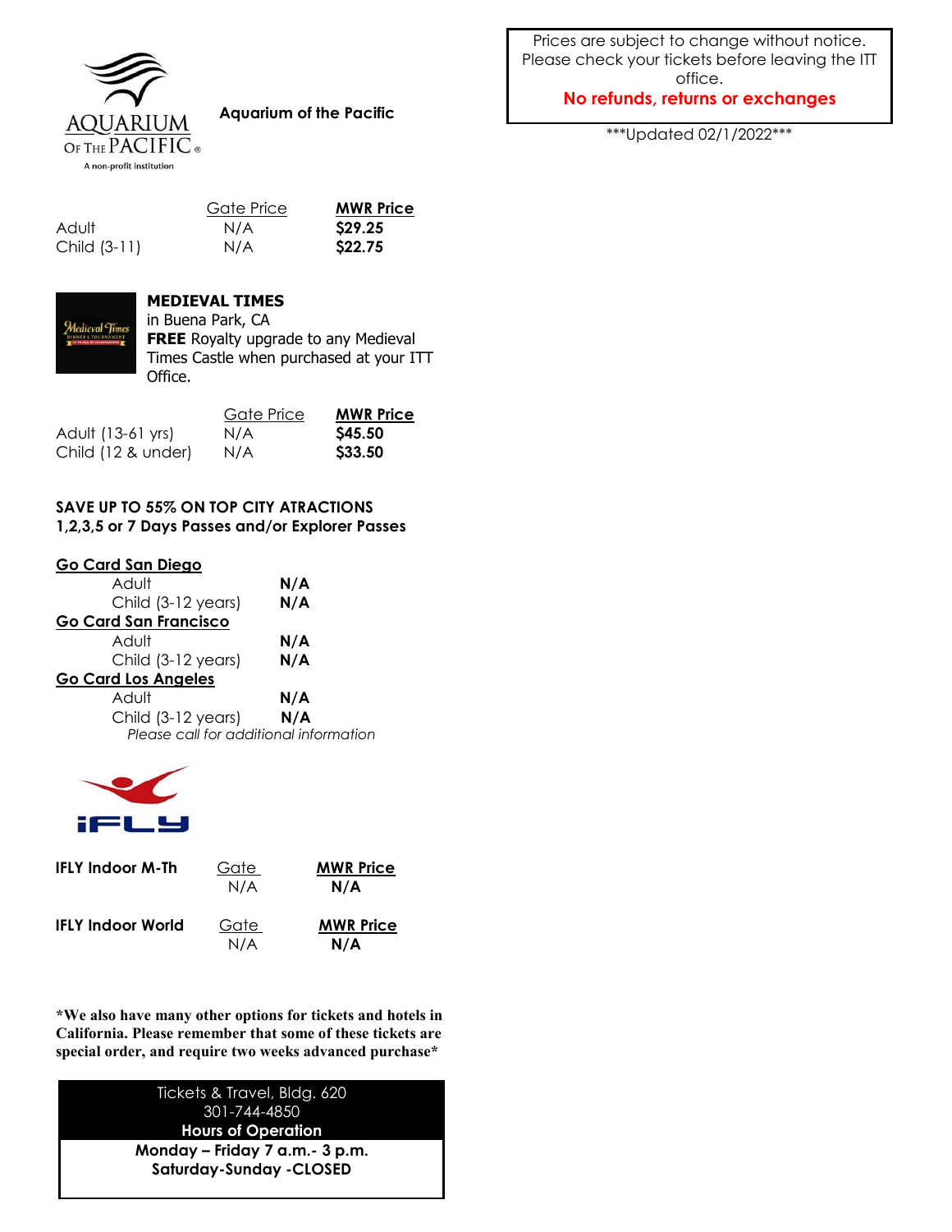Prices are subject to change without notice. Please check your tickets before leaving the ITT office.

**No refunds, returns or exchanges**

\*\*\*Updated 02/1/2022\*\*\*

**Aquarium of the Pacific**

| | Gate Price | **MWR Price** |
|---|---|---|
| Adult | N/A | **$29.25** |
| Child (3-11) | N/A | **$22.75** |

**MEDIEVAL TIMES**
in Buena Park, CA
**FREE** Royalty upgrade to any Medieval Times Castle when purchased at your ITT Office.

| | Gate Price | **MWR Price** |
|---|---|---|
| Adult (13-61 yrs) | N/A | **$45.50** |
| Child (12 & under) | N/A | **$33.50** |

**SAVE UP TO 55% ON TOP CITY ATRACTIONS**
**1,2,3,5 or 7 Days Passes and/or Explorer Passes**

**Go Card San Diego**

| | |
|---|---|
| Adult | **N/A** |
| Child (3-12 years) | **N/A** |

**Go Card San Francisco**

| | |
|---|---|
| Adult | **N/A** |
| Child (3-12 years) | **N/A** |

**Go Card Los Angeles**

| | |
|---|---|
| Adult | **N/A** |
| Child (3-12 years) | **N/A** |

*Please call for additional information*

| | Gate | **MWR Price** |
|---|---|---|
| **IFLY Indoor M-Th** | N/A | **N/A** |
| **IFLY Indoor World** | N/A | **N/A** |

**\*We also have many other options for tickets and hotels in California. Please remember that some of these tickets are special order, and require two weeks advanced purchase\***

Tickets & Travel, Bldg. 620
301-744-4850
**Hours of Operation**
**Monday – Friday 7 a.m.- 3 p.m.**
**Saturday-Sunday -CLOSED**